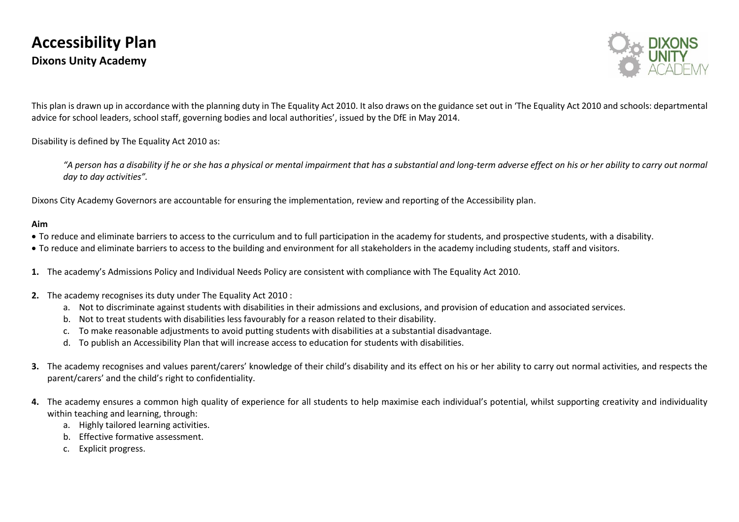# Accessibility Plan

## Dixons Unity Academy

This plan is drawn up in accordance with the planning duty in The Equality Act 2010. It also draws on the guidance set out in 'The Equality Act 2010 and schools: departmental advice for school leaders, school staff, governing bodies and local authorities', issued by the DfE in May 2014.

Disability is defined by The Equality Act 2010 as:

> *"A person has a disability if he or she has a physical or mental impairment that has a substantial and long-term adverse effect on his or her ability to carry out normal day to day activities".*

Dixons City Academy Governors are accountable for ensuring the implementation, review and reporting of the Accessibility plan.

**Aim**

- To reduce and eliminate barriers to access to the curriculum and to full participation in the academy for students, and prospective students, with a disability.
- To reduce and eliminate barriers to access to the building and environment for all stakeholders in the academy including students, staff and visitors.

**1.** The academy's Admissions Policy and Individual Needs Policy are consistent with compliance with The Equality Act 2010.

**2.** The academy recognises its duty under The Equality Act 2010 :

   a. Not to discriminate against students with disabilities in their admissions and exclusions, and provision of education and associated services.
   b. Not to treat students with disabilities less favourably for a reason related to their disability.
   c. To make reasonable adjustments to avoid putting students with disabilities at a substantial disadvantage.
   d. To publish an Accessibility Plan that will increase access to education for students with disabilities.

**3.** The academy recognises and values parent/carers' knowledge of their child's disability and its effect on his or her ability to carry out normal activities, and respects the parent/carers' and the child's right to confidentiality.

**4.** The academy ensures a common high quality of experience for all students to help maximise each individual's potential, whilst supporting creativity and individuality within teaching and learning, through:

   a. Highly tailored learning activities.
   b. Effective formative assessment.
   c. Explicit progress.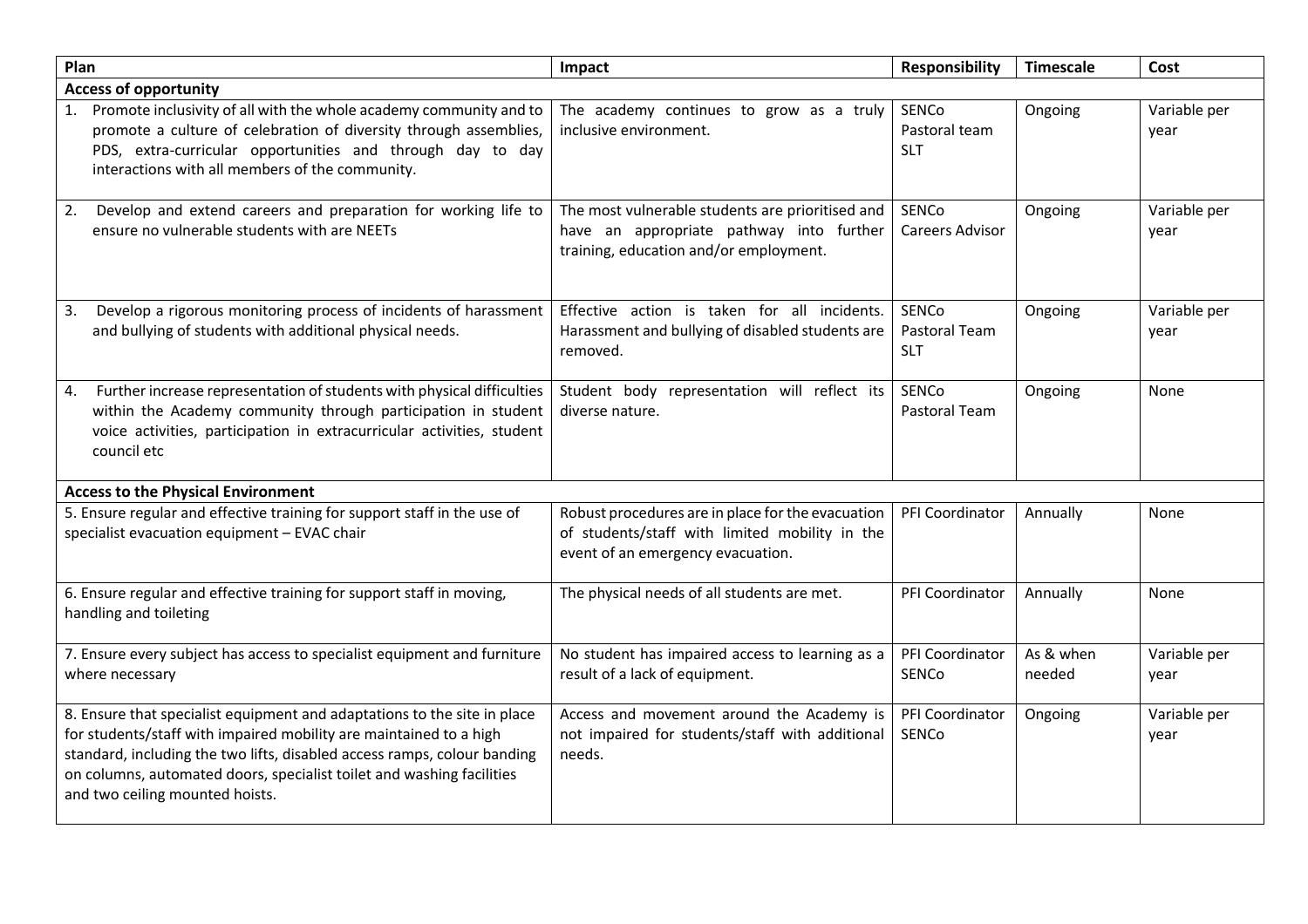| Plan | Impact | Responsibility | Timescale | Cost |
|---|---|---|---|---|
| **Access of opportunity** | | | | |
| 1. Promote inclusivity of all with the whole academy community and to promote a culture of celebration of diversity through assemblies, PDS, extra-curricular opportunities and through day to day interactions with all members of the community. | The academy continues to grow as a truly inclusive environment. | SENCo<br>Pastoral team<br>SLT | Ongoing | Variable per year |
| 2. Develop and extend careers and preparation for working life to ensure no vulnerable students with are NEETs | The most vulnerable students are prioritised and have an appropriate pathway into further training, education and/or employment. | SENCo<br>Careers Advisor | Ongoing | Variable per year |
| 3. Develop a rigorous monitoring process of incidents of harassment and bullying of students with additional physical needs. | Effective action is taken for all incidents. Harassment and bullying of disabled students are removed. | SENCo<br>Pastoral Team<br>SLT | Ongoing | Variable per year |
| 4. Further increase representation of students with physical difficulties within the Academy community through participation in student voice activities, participation in extracurricular activities, student council etc | Student body representation will reflect its diverse nature. | SENCo<br>Pastoral Team | Ongoing | None |
| **Access to the Physical Environment** | | | | |
| 5. Ensure regular and effective training for support staff in the use of specialist evacuation equipment – EVAC chair | Robust procedures are in place for the evacuation of students/staff with limited mobility in the event of an emergency evacuation. | PFI Coordinator | Annually | None |
| 6. Ensure regular and effective training for support staff in moving, handling and toileting | The physical needs of all students are met. | PFI Coordinator | Annually | None |
| 7. Ensure every subject has access to specialist equipment and furniture where necessary | No student has impaired access to learning as a result of a lack of equipment. | PFI Coordinator<br>SENCo | As & when needed | Variable per year |
| 8. Ensure that specialist equipment and adaptations to the site in place for students/staff with impaired mobility are maintained to a high standard, including the two lifts, disabled access ramps, colour banding on columns, automated doors, specialist toilet and washing facilities and two ceiling mounted hoists. | Access and movement around the Academy is not impaired for students/staff with additional needs. | PFI Coordinator<br>SENCo | Ongoing | Variable per year |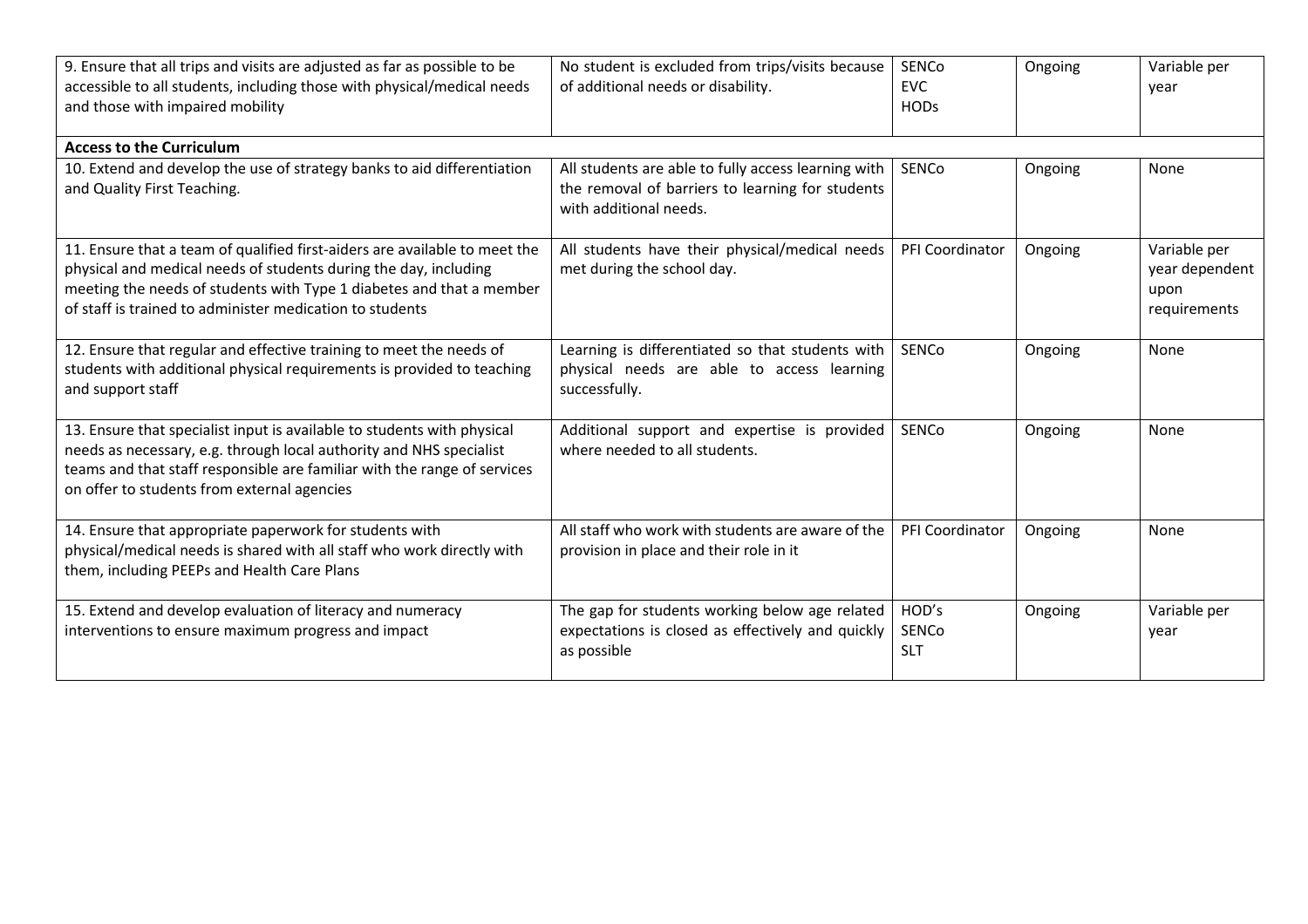| | | | | |
|---|---|---|---|---|
| 9. Ensure that all trips and visits are adjusted as far as possible to be accessible to all students, including those with physical/medical needs and those with impaired mobility | No student is excluded from trips/visits because of additional needs or disability. | SENCo<br>EVC<br>HODs | Ongoing | Variable per year |
| **Access to the Curriculum** | | | | |
| 10. Extend and develop the use of strategy banks to aid differentiation and Quality First Teaching. | All students are able to fully access learning with the removal of barriers to learning for students with additional needs. | SENCo | Ongoing | None |
| 11. Ensure that a team of qualified first-aiders are available to meet the physical and medical needs of students during the day, including meeting the needs of students with Type 1 diabetes and that a member of staff is trained to administer medication to students | All students have their physical/medical needs met during the school day. | PFI Coordinator | Ongoing | Variable per year dependent upon requirements |
| 12. Ensure that regular and effective training to meet the needs of students with additional physical requirements is provided to teaching and support staff | Learning is differentiated so that students with physical needs are able to access learning successfully. | SENCo | Ongoing | None |
| 13. Ensure that specialist input is available to students with physical needs as necessary, e.g. through local authority and NHS specialist teams and that staff responsible are familiar with the range of services on offer to students from external agencies | Additional support and expertise is provided where needed to all students. | SENCo | Ongoing | None |
| 14. Ensure that appropriate paperwork for students with physical/medical needs is shared with all staff who work directly with them, including PEEPs and Health Care Plans | All staff who work with students are aware of the provision in place and their role in it | PFI Coordinator | Ongoing | None |
| 15. Extend and develop evaluation of literacy and numeracy interventions to ensure maximum progress and impact | The gap for students working below age related expectations is closed as effectively and quickly as possible | HOD's<br>SENCo<br>SLT | Ongoing | Variable per year |